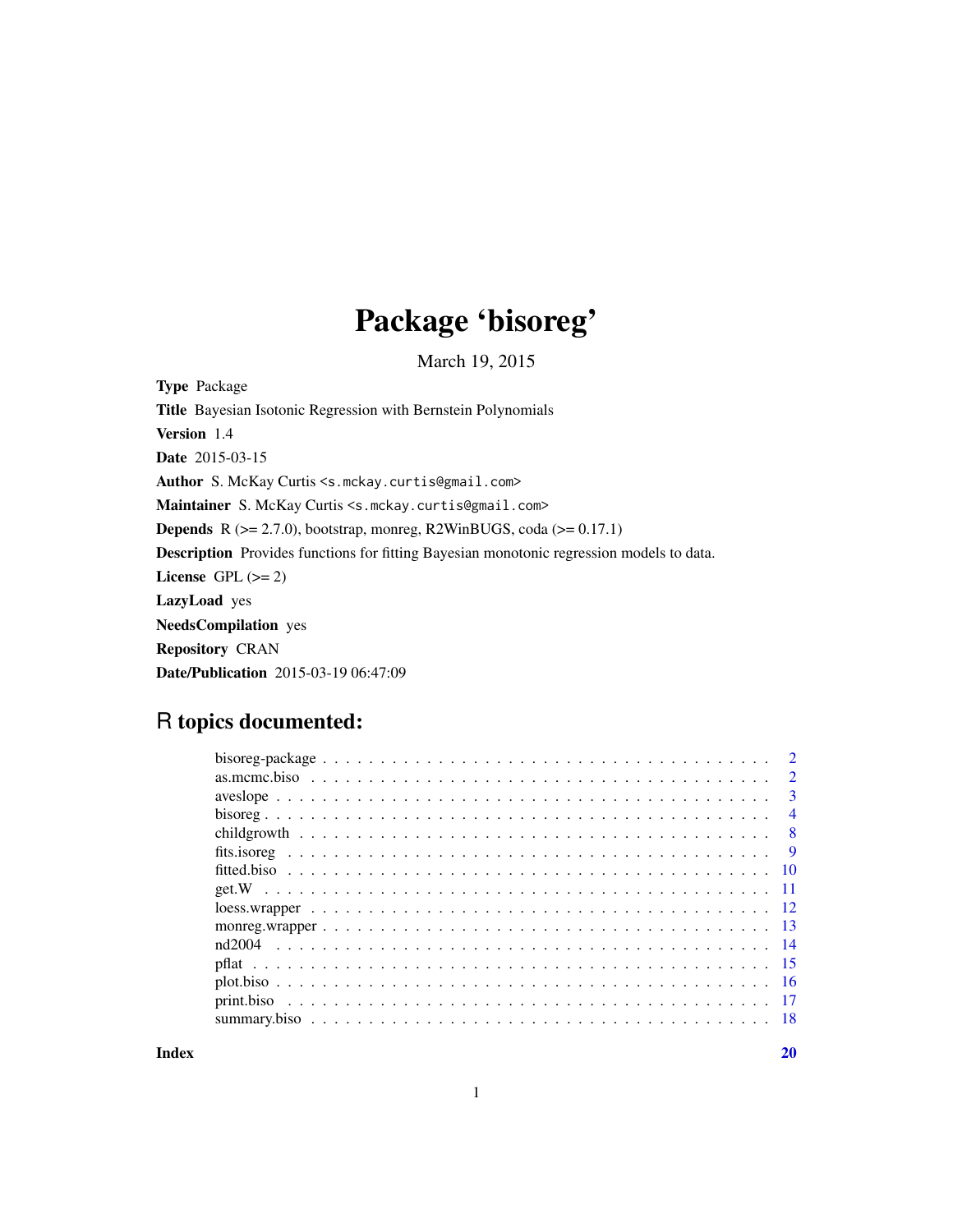# Package 'bisoreg'

March 19, 2015

**Type** Package

**Title** Bayesian Isotonic Regression with Bernstein Polynomials

**Version** 1.4

**Date** 2015-03-15

**Author** S. McKay Curtis <s.mckay.curtis@gmail.com>

**Maintainer** S. McKay Curtis <s.mckay.curtis@gmail.com>

**Depends** R (>= 2.7.0), bootstrap, monreg, R2WinBUGS, coda (>= 0.17.1)

**Description** Provides functions for fitting Bayesian monotonic regression models to data.

**License** GPL (>= 2)

**LazyLoad** yes

**NeedsCompilation** yes

**Repository** CRAN

**Date/Publication** 2015-03-19 06:47:09

## R topics documented:

| | |
|---|---|
| bisoreg-package | 2 |
| as.mcmc.biso | 2 |
| aveslope | 3 |
| bisoreg | 4 |
| childgrowth | 8 |
| fits.isoreg | 9 |
| fitted.biso | 10 |
| get.W | 11 |
| loess.wrapper | 12 |
| monreg.wrapper | 13 |
| nd2004 | 14 |
| pflat | 15 |
| plot.biso | 16 |
| print.biso | 17 |
| summary.biso | 18 |

**Index** **20**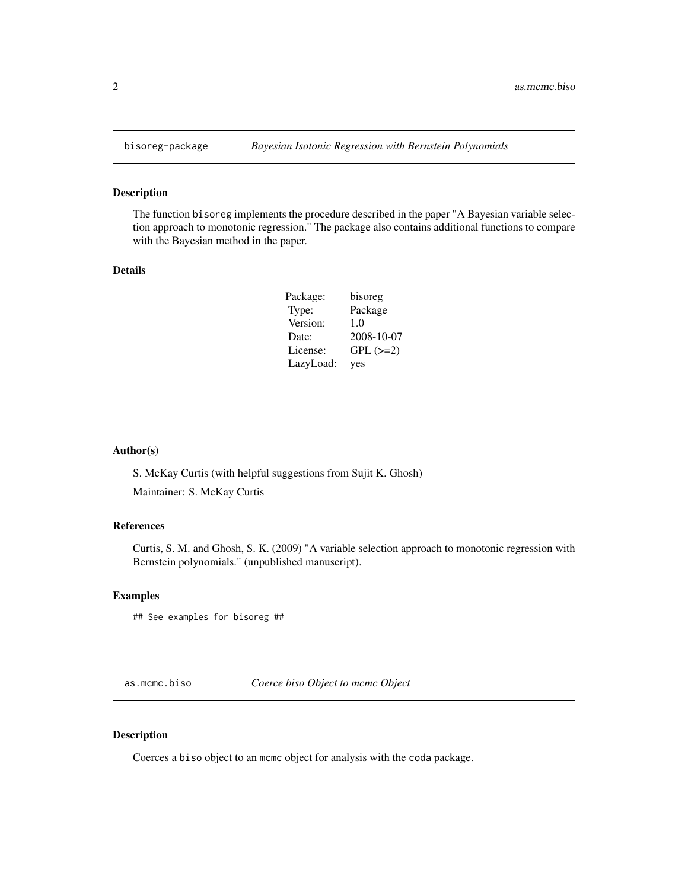## bisoreg-package — *Bayesian Isotonic Regression with Bernstein Polynomials*

### Description

The function bisoreg implements the procedure described in the paper "A Bayesian variable selection approach to monotonic regression." The package also contains additional functions to compare with the Bayesian method in the paper.

### Details

| | |
|---|---|
| Package: | bisoreg |
| Type: | Package |
| Version: | 1.0 |
| Date: | 2008-10-07 |
| License: | GPL (>=2) |
| LazyLoad: | yes |

### Author(s)

S. McKay Curtis (with helpful suggestions from Sujit K. Ghosh)

Maintainer: S. McKay Curtis

### References

Curtis, S. M. and Ghosh, S. K. (2009) "A variable selection approach to monotonic regression with Bernstein polynomials." (unpublished manuscript).

### Examples

```
## See examples for bisoreg ##
```

## as.mcmc.biso — *Coerce biso Object to mcmc Object*

### Description

Coerces a biso object to an mcmc object for analysis with the coda package.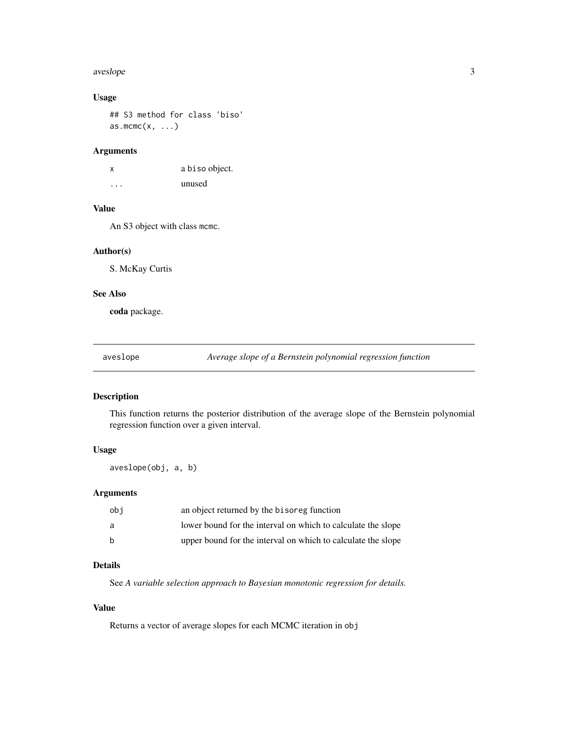### Usage

```
## S3 method for class 'biso'
as.mcmc(x, ...)
```

### Arguments

| | |
|---|---|
| x | a biso object. |
| ... | unused |

### Value

An S3 object with class mcmc.

### Author(s)

S. McKay Curtis

### See Also

**coda** package.

---

## aveslope &nbsp;&nbsp;&nbsp; *Average slope of a Bernstein polynomial regression function*

---

### Description

This function returns the posterior distribution of the average slope of the Bernstein polynomial regression function over a given interval.

### Usage

```
aveslope(obj, a, b)
```

### Arguments

| | |
|---|---|
| obj | an object returned by the bisoreg function |
| a | lower bound for the interval on which to calculate the slope |
| b | upper bound for the interval on which to calculate the slope |

### Details

See *A variable selection approach to Bayesian monotonic regression for details.*

### Value

Returns a vector of average slopes for each MCMC iteration in obj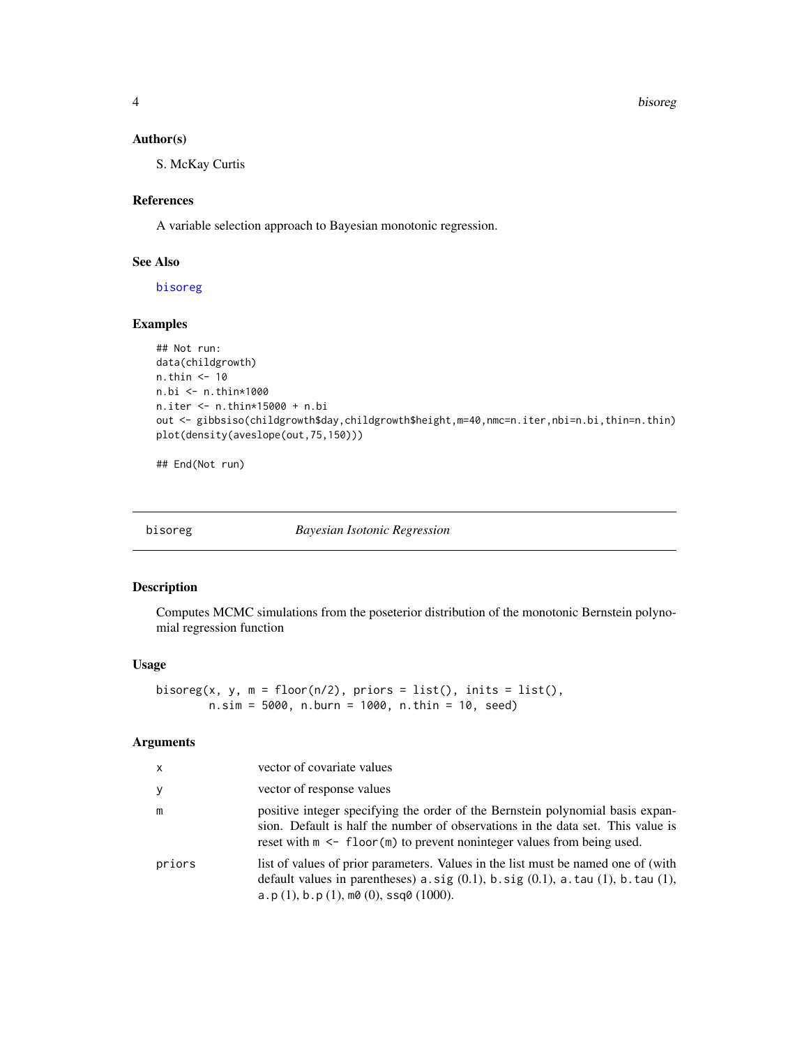### Author(s)

S. McKay Curtis

### References

A variable selection approach to Bayesian monotonic regression.

### See Also

bisoreg

### Examples

```
## Not run:
data(childgrowth)
n.thin <- 10
n.bi <- n.thin*1000
n.iter <- n.thin*15000 + n.bi
out <- gibbsiso(childgrowth$day,childgrowth$height,m=40,nmc=n.iter,nbi=n.bi,thin=n.thin)
plot(density(aveslope(out,75,150)))

## End(Not run)
```

---

## bisoreg — *Bayesian Isotonic Regression*

### Description

Computes MCMC simulations from the poseterior distribution of the monotonic Bernstein polynomial regression function

### Usage

```
bisoreg(x, y, m = floor(n/2), priors = list(), inits = list(),
        n.sim = 5000, n.burn = 1000, n.thin = 10, seed)
```

### Arguments

| | |
|---|---|
| x | vector of covariate values |
| y | vector of response values |
| m | positive integer specifying the order of the Bernstein polynomial basis expansion. Default is half the number of observations in the data set. This value is reset with m <- floor(m) to prevent noninteger values from being used. |
| priors | list of values of prior parameters. Values in the list must be named one of (with default values in parentheses) a.sig (0.1), b.sig (0.1), a.tau (1), b.tau (1), a.p (1), b.p (1), m0 (0), ssq0 (1000). |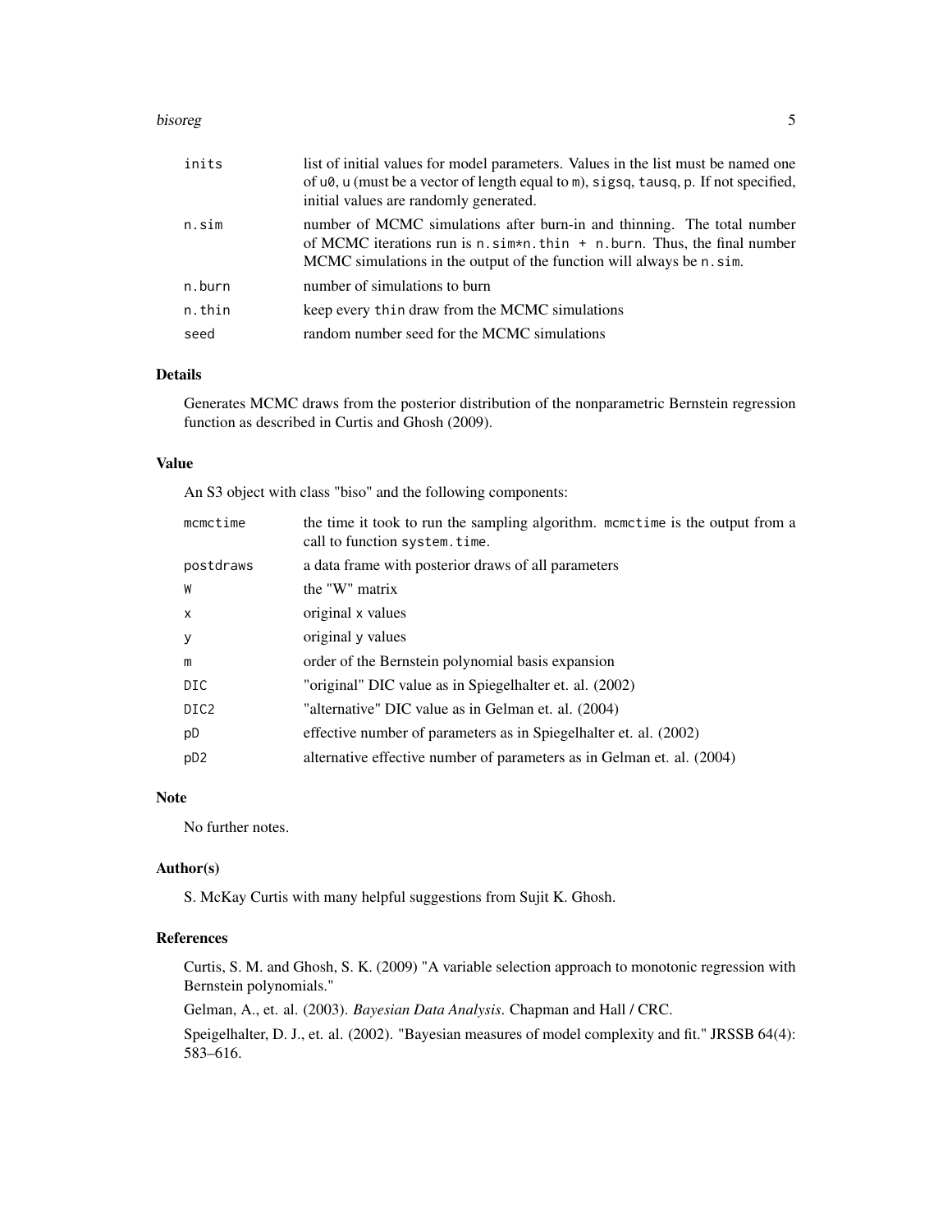| | |
|---|---|
| inits | list of initial values for model parameters. Values in the list must be named one of u0, u (must be a vector of length equal to m), sigsq, tausq, p. If not specified, initial values are randomly generated. |
| n.sim | number of MCMC simulations after burn-in and thinning. The total number of MCMC iterations run is n.sim*n.thin + n.burn. Thus, the final number MCMC simulations in the output of the function will always be n.sim. |
| n.burn | number of simulations to burn |
| n.thin | keep every thin draw from the MCMC simulations |
| seed | random number seed for the MCMC simulations |

## Details

Generates MCMC draws from the posterior distribution of the nonparametric Bernstein regression function as described in Curtis and Ghosh (2009).

## Value

An S3 object with class "biso" and the following components:

| | |
|---|---|
| mcmctime | the time it took to run the sampling algorithm. mcmctime is the output from a call to function system.time. |
| postdraws | a data frame with posterior draws of all parameters |
| W | the "W" matrix |
| x | original x values |
| y | original y values |
| m | order of the Bernstein polynomial basis expansion |
| DIC | "original" DIC value as in Spiegelhalter et. al. (2002) |
| DIC2 | "alternative" DIC value as in Gelman et. al. (2004) |
| pD | effective number of parameters as in Spiegelhalter et. al. (2002) |
| pD2 | alternative effective number of parameters as in Gelman et. al. (2004) |

## Note

No further notes.

## Author(s)

S. McKay Curtis with many helpful suggestions from Sujit K. Ghosh.

## References

Curtis, S. M. and Ghosh, S. K. (2009) "A variable selection approach to monotonic regression with Bernstein polynomials."

Gelman, A., et. al. (2003). *Bayesian Data Analysis*. Chapman and Hall / CRC.

Speigelhalter, D. J., et. al. (2002). "Bayesian measures of model complexity and fit." JRSSB 64(4): 583–616.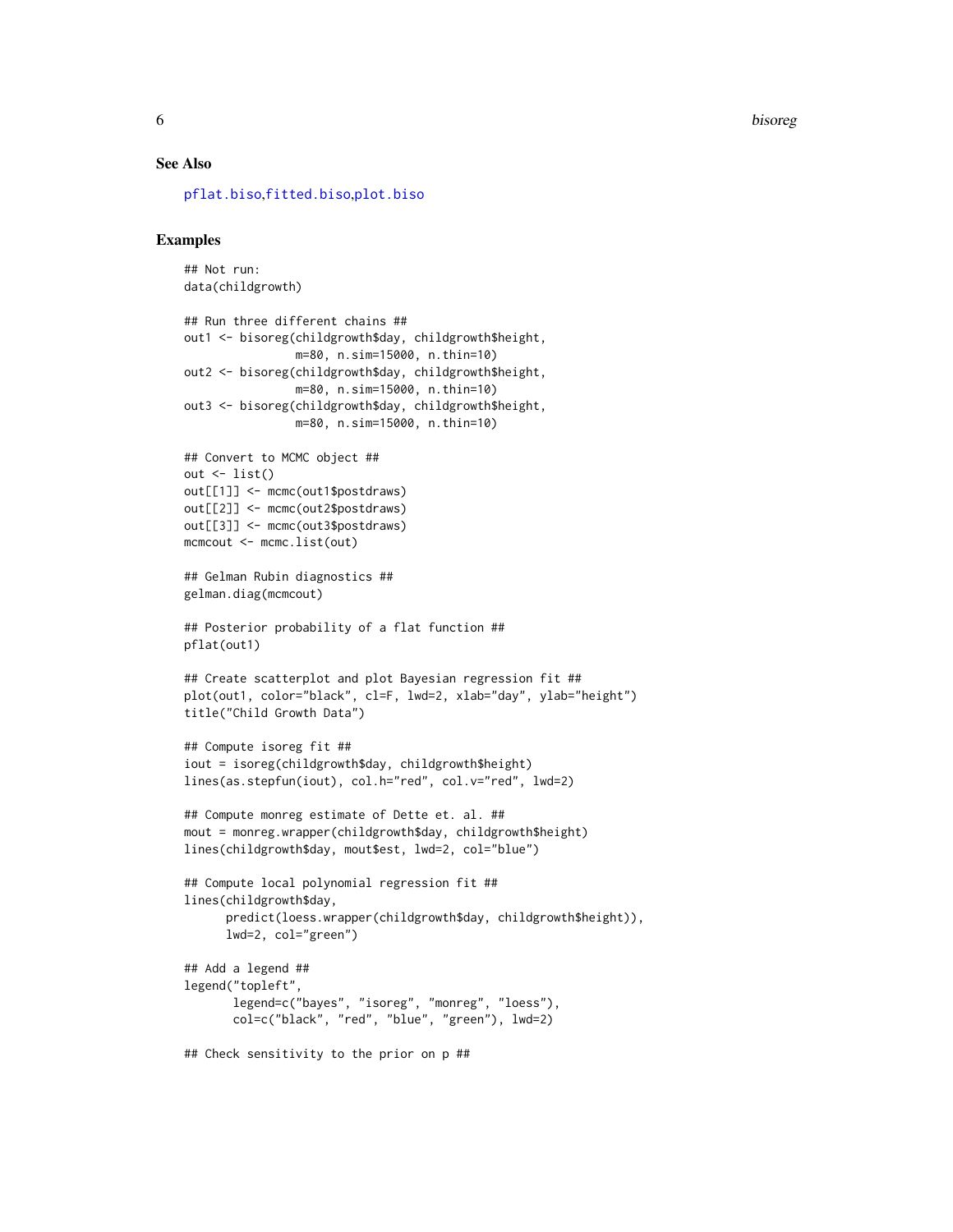## See Also

pflat.biso, fitted.biso, plot.biso

## Examples

```
## Not run:
data(childgrowth)

## Run three different chains ##
out1 <- bisoreg(childgrowth$day, childgrowth$height,
               m=80, n.sim=15000, n.thin=10)
out2 <- bisoreg(childgrowth$day, childgrowth$height,
               m=80, n.sim=15000, n.thin=10)
out3 <- bisoreg(childgrowth$day, childgrowth$height,
               m=80, n.sim=15000, n.thin=10)

## Convert to MCMC object ##
out <- list()
out[[1]] <- mcmc(out1$postdraws)
out[[2]] <- mcmc(out2$postdraws)
out[[3]] <- mcmc(out3$postdraws)
mcmcout <- mcmc.list(out)

## Gelman Rubin diagnostics ##
gelman.diag(mcmcout)

## Posterior probability of a flat function ##
pflat(out1)

## Create scatterplot and plot Bayesian regression fit ##
plot(out1, color="black", cl=F, lwd=2, xlab="day", ylab="height")
title("Child Growth Data")

## Compute isoreg fit ##
iout = isoreg(childgrowth$day, childgrowth$height)
lines(as.stepfun(iout), col.h="red", col.v="red", lwd=2)

## Compute monreg estimate of Dette et. al. ##
mout = monreg.wrapper(childgrowth$day, childgrowth$height)
lines(childgrowth$day, mout$est, lwd=2, col="blue")

## Compute local polynomial regression fit ##
lines(childgrowth$day,
      predict(loess.wrapper(childgrowth$day, childgrowth$height)),
      lwd=2, col="green")

## Add a legend ##
legend("topleft",
       legend=c("bayes", "isoreg", "monreg", "loess"),
       col=c("black", "red", "blue", "green"), lwd=2)

## Check sensitivity to the prior on p ##
```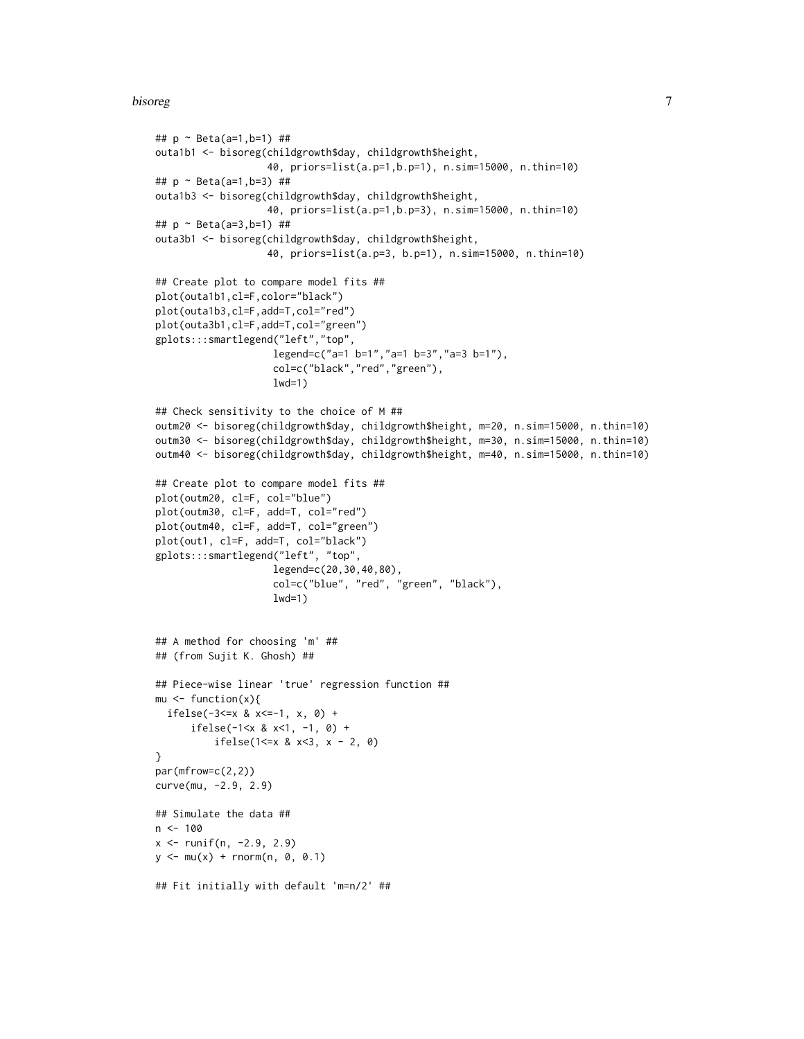```
## p ~ Beta(a=1,b=1) ##
outa1b1 <- bisoreg(childgrowth$day, childgrowth$height,
                   40, priors=list(a.p=1,b.p=1), n.sim=15000, n.thin=10)
## p ~ Beta(a=1,b=3) ##
outa1b3 <- bisoreg(childgrowth$day, childgrowth$height,
                   40, priors=list(a.p=1,b.p=3), n.sim=15000, n.thin=10)
## p ~ Beta(a=3,b=1) ##
outa3b1 <- bisoreg(childgrowth$day, childgrowth$height,
                   40, priors=list(a.p=3, b.p=1), n.sim=15000, n.thin=10)

## Create plot to compare model fits ##
plot(outa1b1,cl=F,color="black")
plot(outa1b3,cl=F,add=T,col="red")
plot(outa3b1,cl=F,add=T,col="green")
gplots:::smartlegend("left","top",
                    legend=c("a=1 b=1","a=1 b=3","a=3 b=1"),
                    col=c("black","red","green"),
                    lwd=1)

## Check sensitivity to the choice of M ##
outm20 <- bisoreg(childgrowth$day, childgrowth$height, m=20, n.sim=15000, n.thin=10)
outm30 <- bisoreg(childgrowth$day, childgrowth$height, m=30, n.sim=15000, n.thin=10)
outm40 <- bisoreg(childgrowth$day, childgrowth$height, m=40, n.sim=15000, n.thin=10)

## Create plot to compare model fits ##
plot(outm20, cl=F, col="blue")
plot(outm30, cl=F, add=T, col="red")
plot(outm40, cl=F, add=T, col="green")
plot(out1, cl=F, add=T, col="black")
gplots:::smartlegend("left", "top",
                    legend=c(20,30,40,80),
                    col=c("blue", "red", "green", "black"),
                    lwd=1)


## A method for choosing 'm' ##
## (from Sujit K. Ghosh) ##

## Piece-wise linear 'true' regression function ##
mu <- function(x){
  ifelse(-3<=x & x<=-1, x, 0) +
      ifelse(-1<x & x<1, -1, 0) +
          ifelse(1<=x & x<3, x - 2, 0)
}
par(mfrow=c(2,2))
curve(mu, -2.9, 2.9)

## Simulate the data ##
n <- 100
x <- runif(n, -2.9, 2.9)
y <- mu(x) + rnorm(n, 0, 0.1)

## Fit initially with default 'm=n/2' ##
```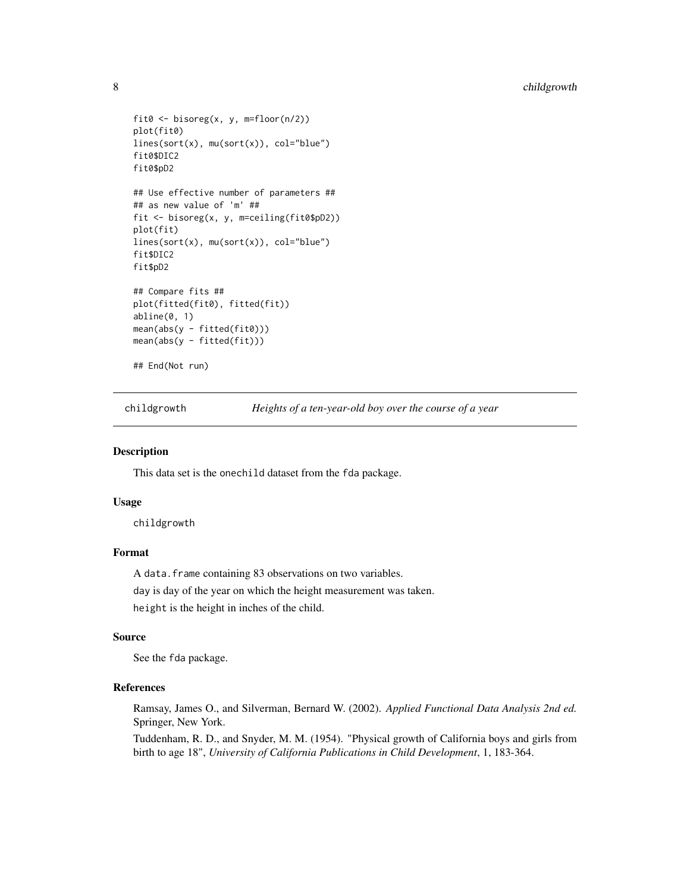```
fit0 <- bisoreg(x, y, m=floor(n/2))
plot(fit0)
lines(sort(x), mu(sort(x)), col="blue")
fit0$DIC2
fit0$pD2

## Use effective number of parameters ##
## as new value of 'm' ##
fit <- bisoreg(x, y, m=ceiling(fit0$pD2))
plot(fit)
lines(sort(x), mu(sort(x)), col="blue")
fit$DIC2
fit$pD2

## Compare fits ##
plot(fitted(fit0), fitted(fit))
abline(0, 1)
mean(abs(y - fitted(fit0)))
mean(abs(y - fitted(fit)))

## End(Not run)
```

---

## childgrowth — *Heights of a ten-year-old boy over the course of a year*

---

### Description

This data set is the `onechild` dataset from the `fda` package.

### Usage

```
childgrowth
```

### Format

A `data.frame` containing 83 observations on two variables.

`day` is day of the year on which the height measurement was taken.

`height` is the height in inches of the child.

### Source

See the `fda` package.

### References

Ramsay, James O., and Silverman, Bernard W. (2002). *Applied Functional Data Analysis 2nd ed.* Springer, New York.

Tuddenham, R. D., and Snyder, M. M. (1954). "Physical growth of California boys and girls from birth to age 18", *University of California Publications in Child Development*, 1, 183-364.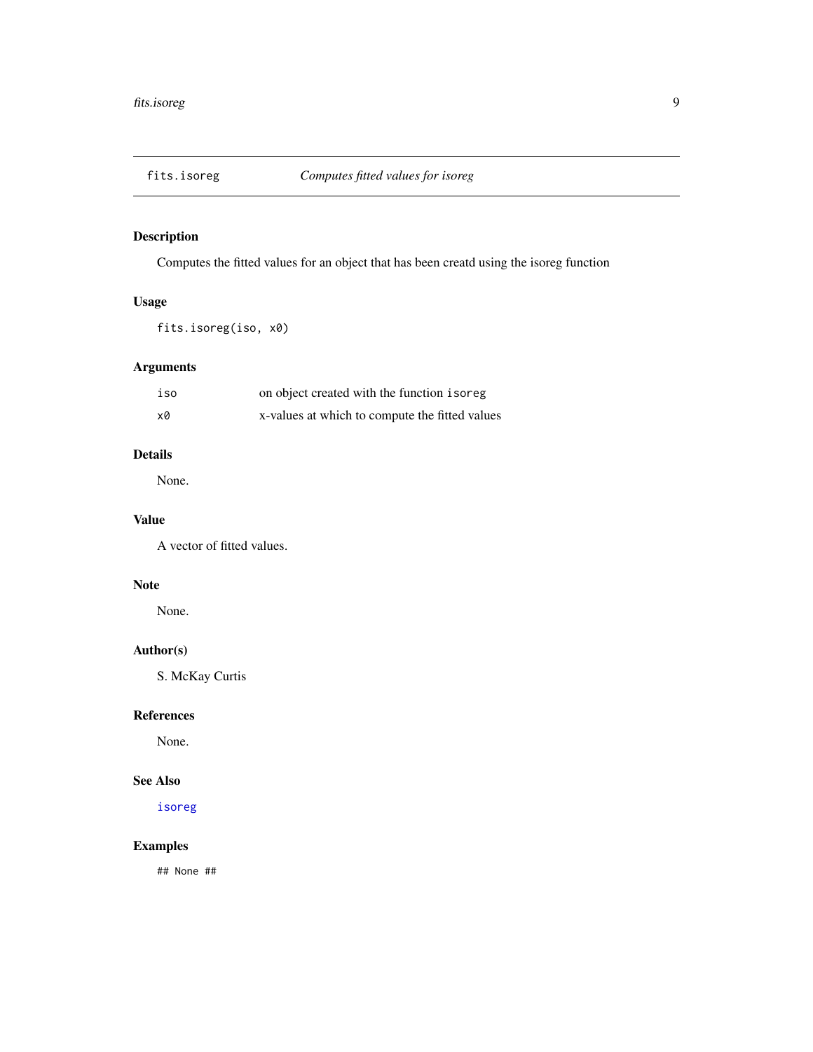# fits.isoreg *Computes fitted values for isoreg*

## Description

Computes the fitted values for an object that has been creatd using the isoreg function

## Usage

```
fits.isoreg(iso, x0)
```

## Arguments

| | |
|---|---|
| `iso` | on object created with the function `isoreg` |
| `x0` | x-values at which to compute the fitted values |

## Details

None.

## Value

A vector of fitted values.

## Note

None.

## Author(s)

S. McKay Curtis

## References

None.

## See Also

`isoreg`

## Examples

```
## None ##
```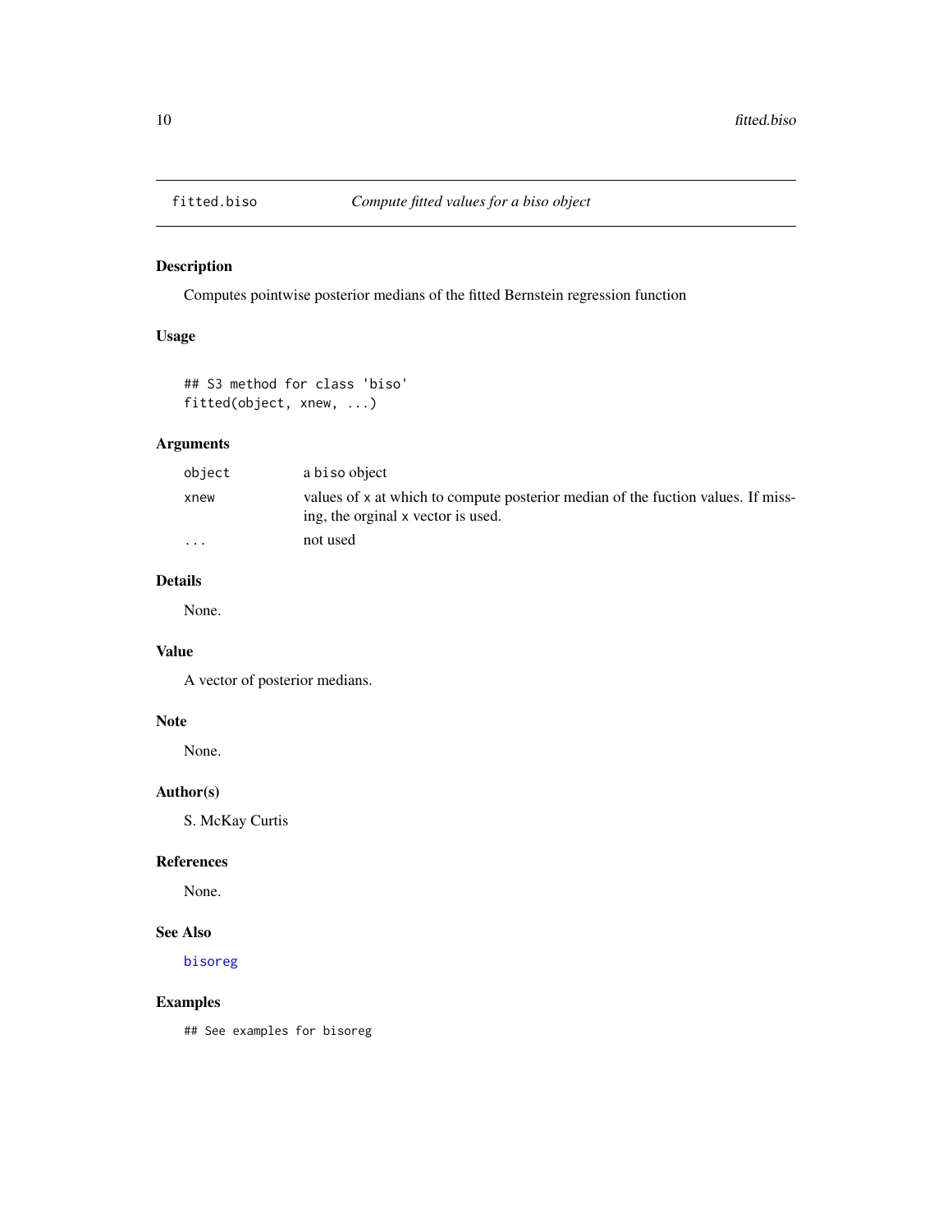# fitted.biso *Compute fitted values for a biso object*

## Description

Computes pointwise posterior medians of the fitted Bernstein regression function

## Usage

```
## S3 method for class 'biso'
fitted(object, xnew, ...)
```

## Arguments

| | |
|---|---|
| `object` | a `biso` object |
| `xnew` | values of `x` at which to compute posterior median of the fuction values. If missing, the orginal `x` vector is used. |
| `...` | not used |

## Details

None.

## Value

A vector of posterior medians.

## Note

None.

## Author(s)

S. McKay Curtis

## References

None.

## See Also

`bisoreg`

## Examples

```
## See examples for bisoreg
```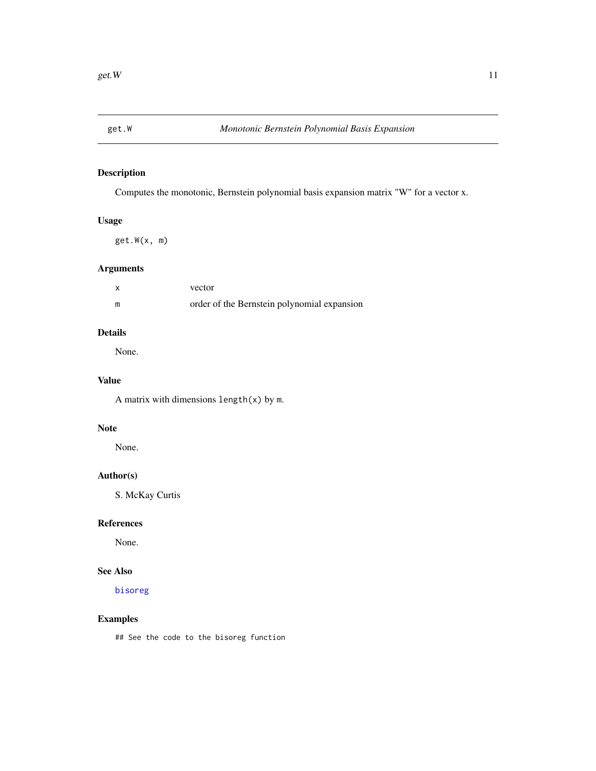## get.W — *Monotonic Bernstein Polynomial Basis Expansion*

### Description

Computes the monotonic, Bernstein polynomial basis expansion matrix "W" for a vector x.

### Usage

```
get.W(x, m)
```

### Arguments

| | |
|---|---|
| `x` | vector |
| `m` | order of the Bernstein polynomial expansion |

### Details

None.

### Value

A matrix with dimensions `length(x)` by `m`.

### Note

None.

### Author(s)

S. McKay Curtis

### References

None.

### See Also

`bisoreg`

### Examples

```
## See the code to the bisoreg function
```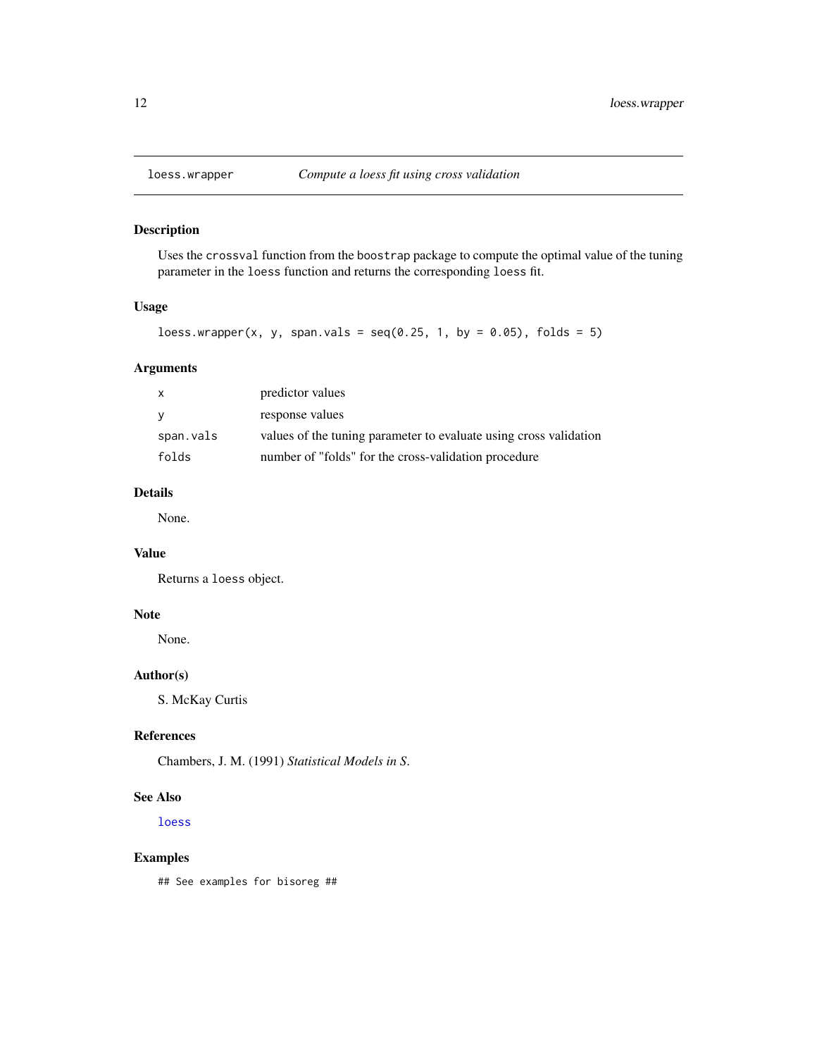# loess.wrapper — *Compute a loess fit using cross validation*

## Description

Uses the `crossval` function from the `boostrap` package to compute the optimal value of the tuning parameter in the `loess` function and returns the corresponding `loess` fit.

## Usage

```
loess.wrapper(x, y, span.vals = seq(0.25, 1, by = 0.05), folds = 5)
```

## Arguments

| | |
|---|---|
| `x` | predictor values |
| `y` | response values |
| `span.vals` | values of the tuning parameter to evaluate using cross validation |
| `folds` | number of "folds" for the cross-validation procedure |

## Details

None.

## Value

Returns a `loess` object.

## Note

None.

## Author(s)

S. McKay Curtis

## References

Chambers, J. M. (1991) *Statistical Models in S*.

## See Also

`loess`

## Examples

```
## See examples for bisoreg ##
```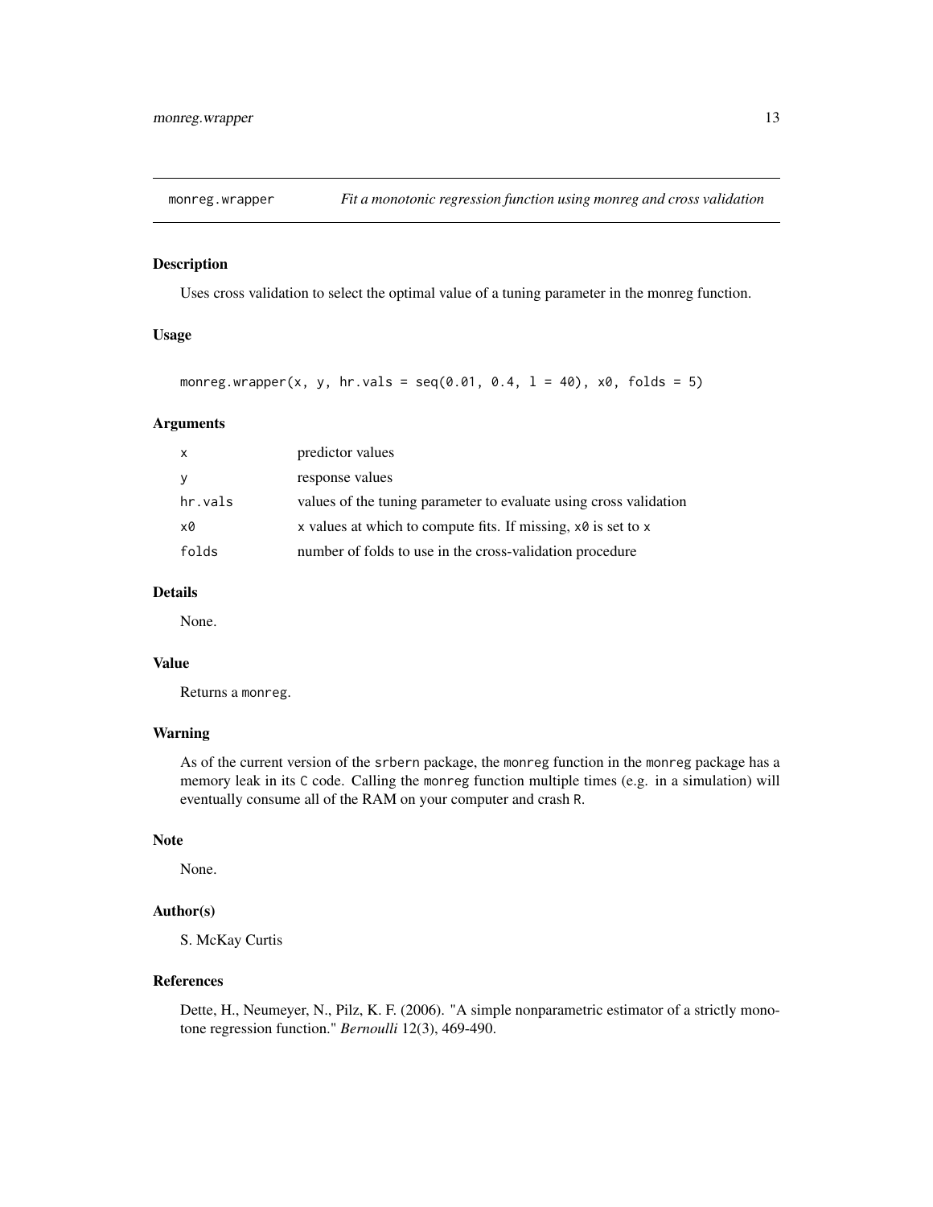## monreg.wrapper — *Fit a monotonic regression function using monreg and cross validation*

### Description

Uses cross validation to select the optimal value of a tuning parameter in the monreg function.

### Usage

```
monreg.wrapper(x, y, hr.vals = seq(0.01, 0.4, l = 40), x0, folds = 5)
```

### Arguments

| | |
|---|---|
| x | predictor values |
| y | response values |
| hr.vals | values of the tuning parameter to evaluate using cross validation |
| x0 | x values at which to compute fits. If missing, x0 is set to x |
| folds | number of folds to use in the cross-validation procedure |

### Details

None.

### Value

Returns a monreg.

### Warning

As of the current version of the srbern package, the monreg function in the monreg package has a memory leak in its C code. Calling the monreg function multiple times (e.g. in a simulation) will eventually consume all of the RAM on your computer and crash R.

### Note

None.

### Author(s)

S. McKay Curtis

### References

Dette, H., Neumeyer, N., Pilz, K. F. (2006). "A simple nonparametric estimator of a strictly monotone regression function." *Bernoulli* 12(3), 469-490.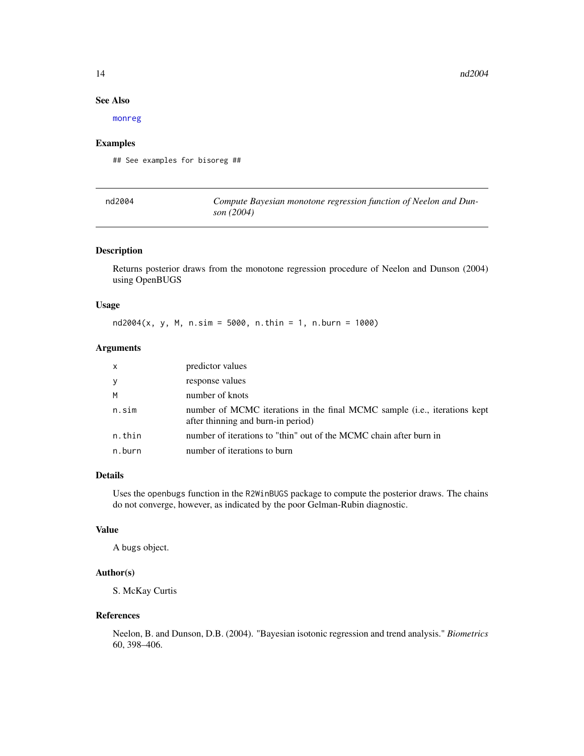## See Also

monreg

## Examples

```
## See examples for bisoreg ##
```

---

# nd2004 — *Compute Bayesian monotone regression function of Neelon and Dunson (2004)*

---

## Description

Returns posterior draws from the monotone regression procedure of Neelon and Dunson (2004) using OpenBUGS

## Usage

```
nd2004(x, y, M, n.sim = 5000, n.thin = 1, n.burn = 1000)
```

## Arguments

| | |
|---|---|
| x | predictor values |
| y | response values |
| M | number of knots |
| n.sim | number of MCMC iterations in the final MCMC sample (i.e., iterations kept after thinning and burn-in period) |
| n.thin | number of iterations to "thin" out of the MCMC chain after burn in |
| n.burn | number of iterations to burn |

## Details

Uses the `openbugs` function in the `R2WinBUGS` package to compute the posterior draws. The chains do not converge, however, as indicated by the poor Gelman-Rubin diagnostic.

## Value

A bugs object.

## Author(s)

S. McKay Curtis

## References

Neelon, B. and Dunson, D.B. (2004). "Bayesian isotonic regression and trend analysis." *Biometrics* 60, 398–406.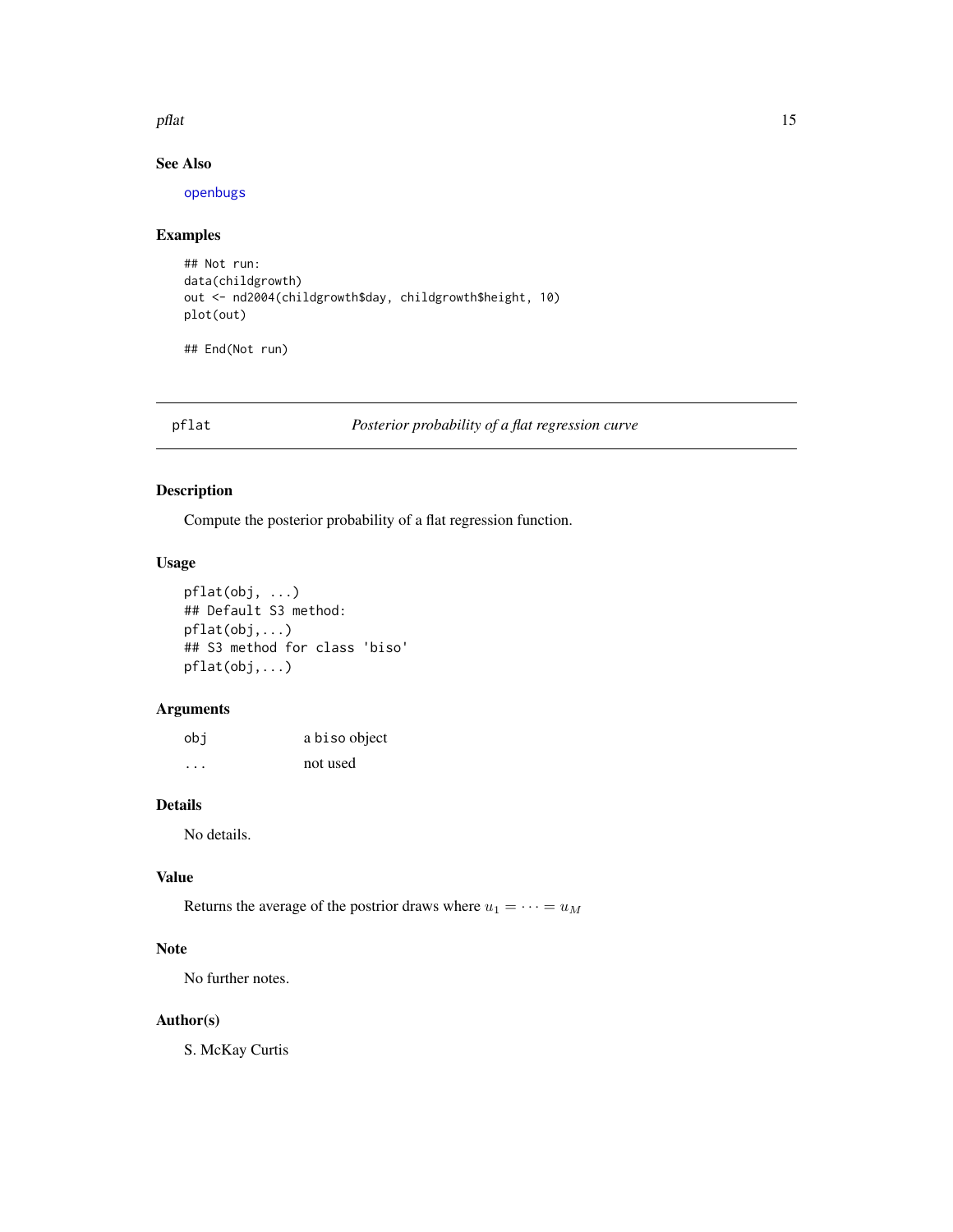## See Also

openbugs

## Examples

```
## Not run:
data(childgrowth)
out <- nd2004(childgrowth$day, childgrowth$height, 10)
plot(out)

## End(Not run)
```

---

# pflat — *Posterior probability of a flat regression curve*

## Description

Compute the posterior probability of a flat regression function.

## Usage

```
pflat(obj, ...)
## Default S3 method:
pflat(obj,...)
## S3 method for class 'biso'
pflat(obj,...)
```

## Arguments

| | |
|---|---|
| obj | a biso object |
| ... | not used |

## Details

No details.

## Value

Returns the average of the postrior draws where $u_1 = \cdots = u_M$

## Note

No further notes.

## Author(s)

S. McKay Curtis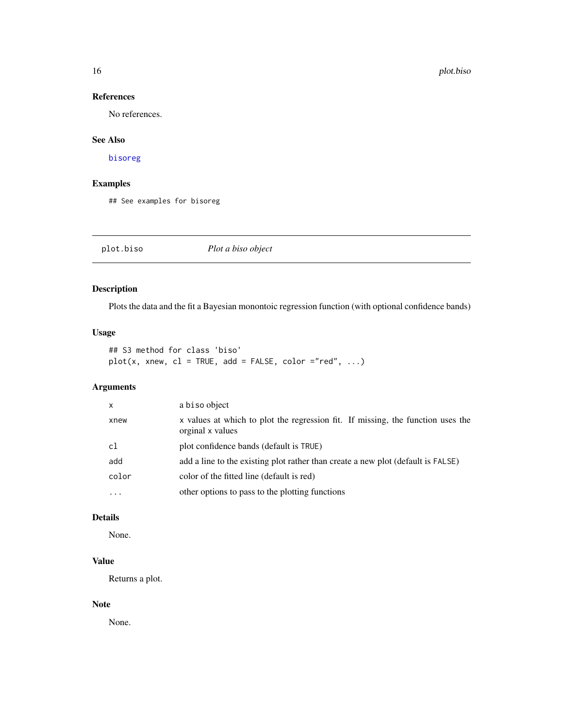### References

No references.

### See Also

bisoreg

### Examples

```
## See examples for bisoreg
```

---

## plot.biso — *Plot a biso object*

---

### Description

Plots the data and the fit a Bayesian monontoic regression function (with optional confidence bands)

### Usage

```
## S3 method for class 'biso'
plot(x, xnew, cl = TRUE, add = FALSE, color ="red", ...)
```

### Arguments

| | |
|---|---|
| `x` | a biso object |
| `xnew` | x values at which to plot the regression fit. If missing, the function uses the orginal x values |
| `cl` | plot confidence bands (default is TRUE) |
| `add` | add a line to the existing plot rather than create a new plot (default is FALSE) |
| `color` | color of the fitted line (default is red) |
| `...` | other options to pass to the plotting functions |

### Details

None.

### Value

Returns a plot.

### Note

None.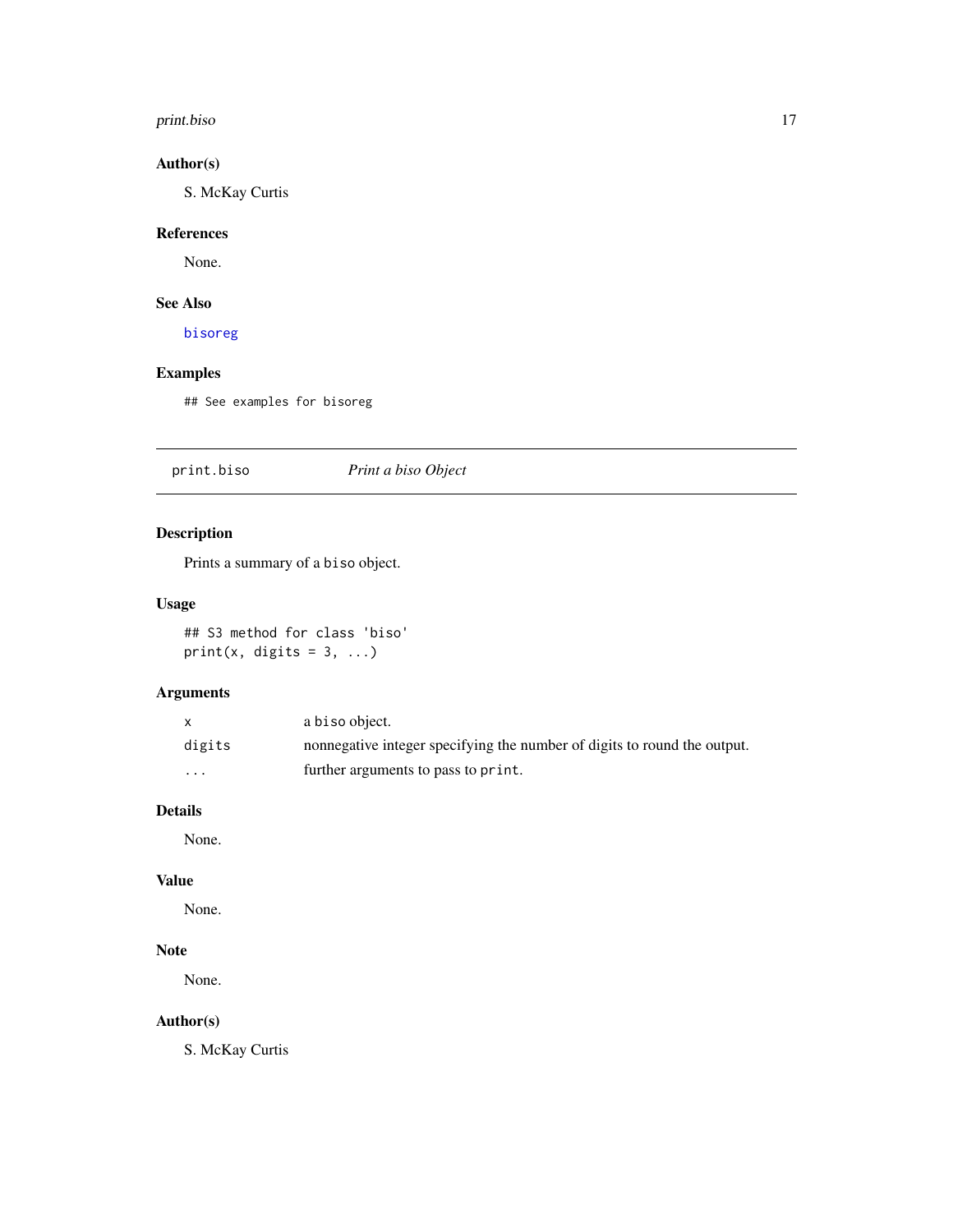## Author(s)

S. McKay Curtis

## References

None.

## See Also

bisoreg

## Examples

```
## See examples for bisoreg
```

---

# print.biso — *Print a biso Object*

## Description

Prints a summary of a `biso` object.

## Usage

```
## S3 method for class 'biso'
print(x, digits = 3, ...)
```

## Arguments

| | |
|---|---|
| `x` | a `biso` object. |
| `digits` | nonnegative integer specifying the number of digits to round the output. |
| `...` | further arguments to pass to `print`. |

## Details

None.

## Value

None.

## Note

None.

## Author(s)

S. McKay Curtis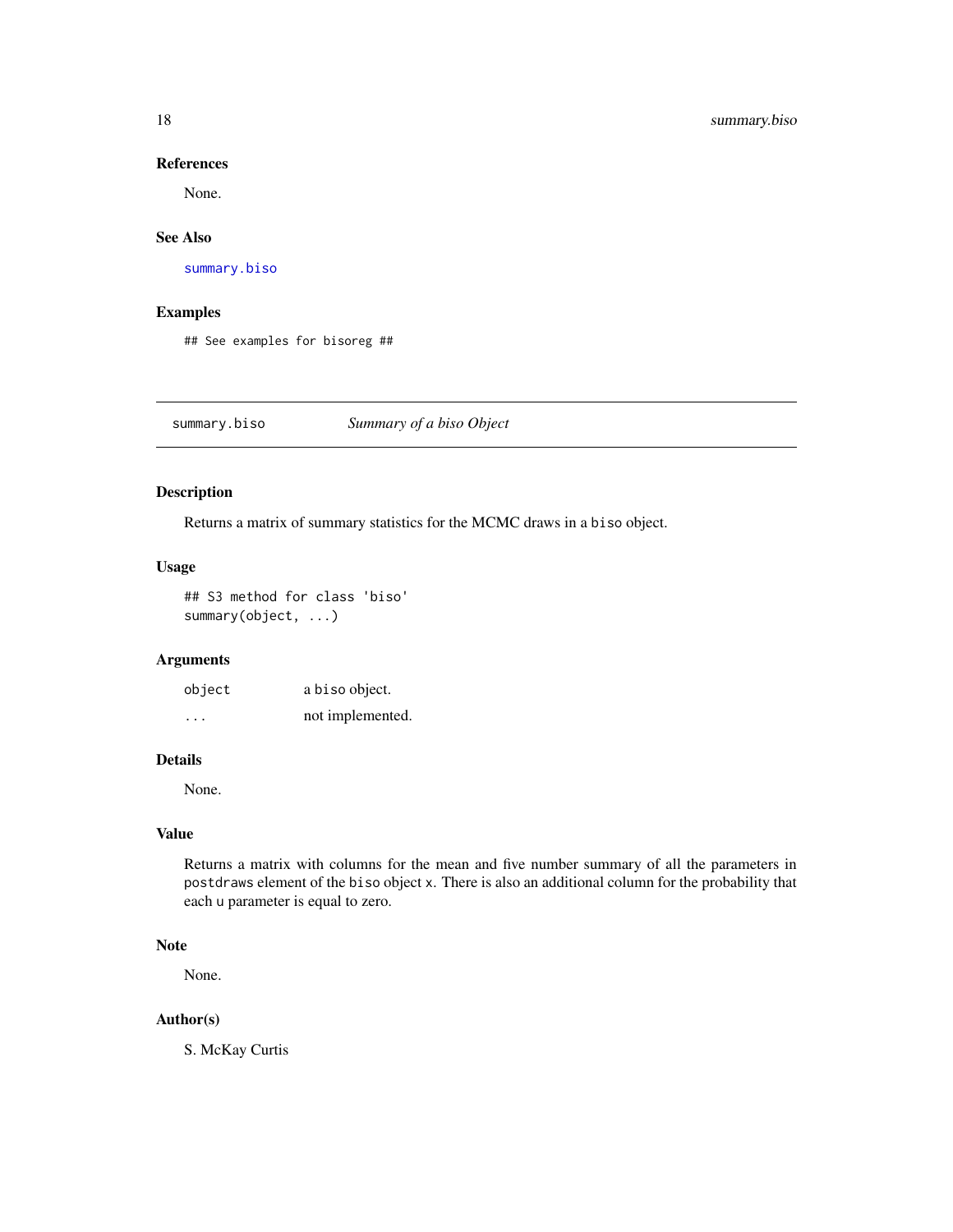### References

None.

### See Also

`summary.biso`

### Examples

```
## See examples for bisoreg ##
```

---

## summary.biso — *Summary of a biso Object*

---

### Description

Returns a matrix of summary statistics for the MCMC draws in a `biso` object.

### Usage

```
## S3 method for class 'biso'
summary(object, ...)
```

### Arguments

| | |
|---|---|
| `object` | a `biso` object. |
| `...` | not implemented. |

### Details

None.

### Value

Returns a matrix with columns for the mean and five number summary of all the parameters in `postdraws` element of the `biso` object `x`. There is also an additional column for the probability that each `u` parameter is equal to zero.

### Note

None.

### Author(s)

S. McKay Curtis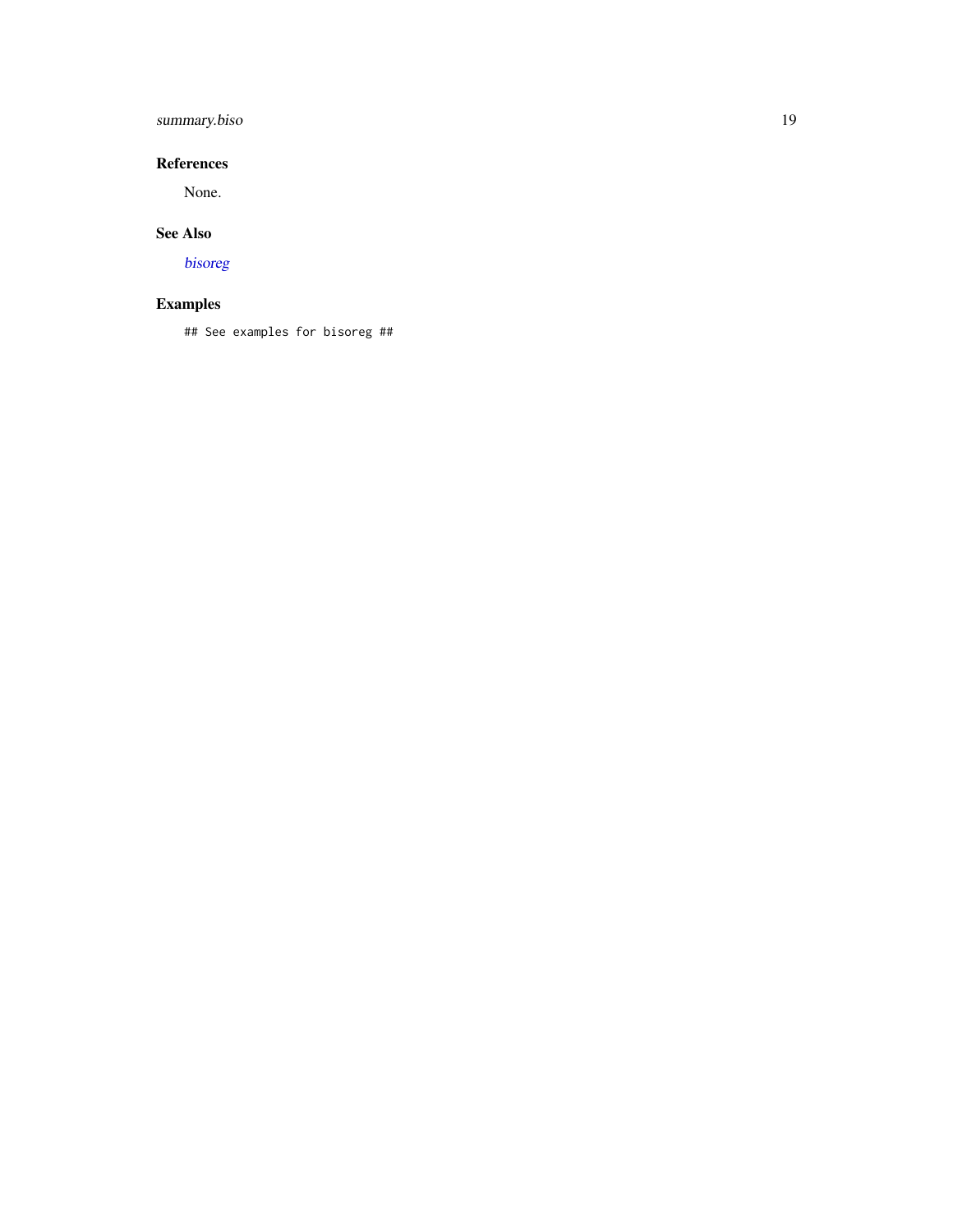## References

None.

## See Also

*bisoreg*

## Examples

```
## See examples for bisoreg ##
```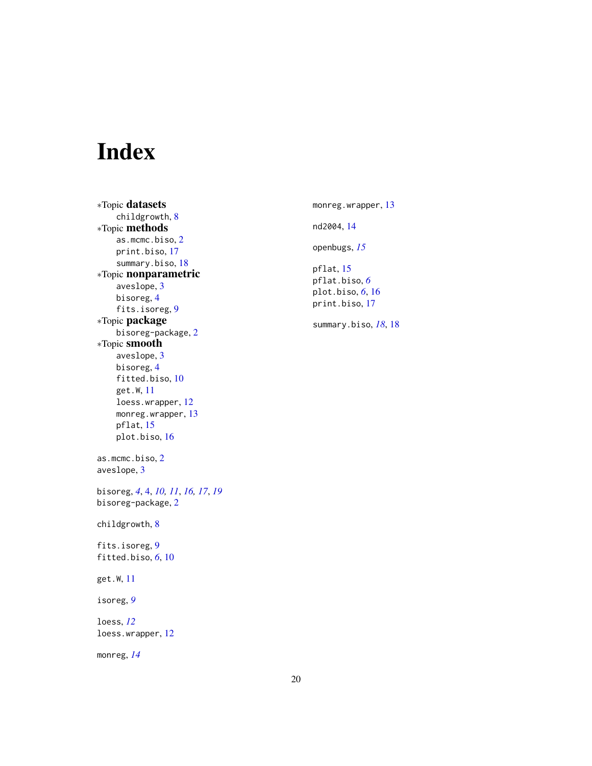# Index

*Topic **datasets**
    childgrowth, 8
*Topic **methods**
    as.mcmc.biso, 2
    print.biso, 17
    summary.biso, 18
*Topic **nonparametric**
    aveslope, 3
    bisoreg, 4
    fits.isoreg, 9
*Topic **package**
    bisoreg-package, 2
*Topic **smooth**
    aveslope, 3
    bisoreg, 4
    fitted.biso, 10
    get.W, 11
    loess.wrapper, 12
    monreg.wrapper, 13
    pflat, 15
    plot.biso, 16

as.mcmc.biso, 2
aveslope, 3

bisoreg, *4*, 4, *10, 11*, *16, 17*, *19*
bisoreg-package, 2

childgrowth, 8

fits.isoreg, 9
fitted.biso, *6*, 10

get.W, 11

isoreg, *9*

loess, *12*
loess.wrapper, 12

monreg, *14*
monreg.wrapper, 13

nd2004, 14

openbugs, *15*

pflat, 15
pflat.biso, *6*
plot.biso, *6*, 16
print.biso, 17

summary.biso, *18*, 18